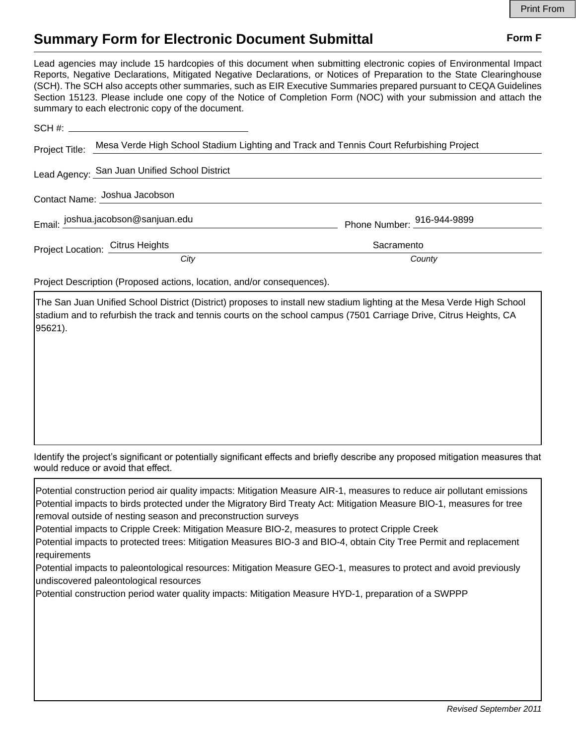# Summary Form for Electronic Document Submittal

**Form F**

Lead agencies may include 15 hardcopies of this document when submitting electronic copies of Environmental Impact Reports, Negative Declarations, Mitigated Negative Declarations, or Notices of Preparation to the State Clearinghouse (SCH). The SCH also accepts other summaries, such as EIR Executive Summaries prepared pursuant to CEQA Guidelines Section 15123. Please include one copy of the Notice of Completion Form (NOC) with your submission and attach the summary to each electronic copy of the document.

SCH #: ______________________

Project Title: Mesa Verde High School Stadium Lighting and Track and Tennis Court Refurbishing Project

Lead Agency: San Juan Unified School District

Contact Name: Joshua Jacobson

Email: joshua.jacobson@sanjuan.edu  Phone Number: 916-944-9899

Project Location: Citrus Heights (*City*)  Sacramento (*County*)

Project Description (Proposed actions, location, and/or consequences).

The San Juan Unified School District (District) proposes to install new stadium lighting at the Mesa Verde High School stadium and to refurbish the track and tennis courts on the school campus (7501 Carriage Drive, Citrus Heights, CA 95621).

Identify the project's significant or potentially significant effects and briefly describe any proposed mitigation measures that would reduce or avoid that effect.

Potential construction period air quality impacts: Mitigation Measure AIR-1, measures to reduce air pollutant emissions
Potential impacts to birds protected under the Migratory Bird Treaty Act: Mitigation Measure BIO-1, measures for tree removal outside of nesting season and preconstruction surveys
Potential impacts to Cripple Creek: Mitigation Measure BIO-2, measures to protect Cripple Creek
Potential impacts to protected trees: Mitigation Measures BIO-3 and BIO-4, obtain City Tree Permit and replacement requirements
Potential impacts to paleontological resources: Mitigation Measure GEO-1, measures to protect and avoid previously undiscovered paleontological resources
Potential construction period water quality impacts: Mitigation Measure HYD-1, preparation of a SWPPP

*Revised September 2011*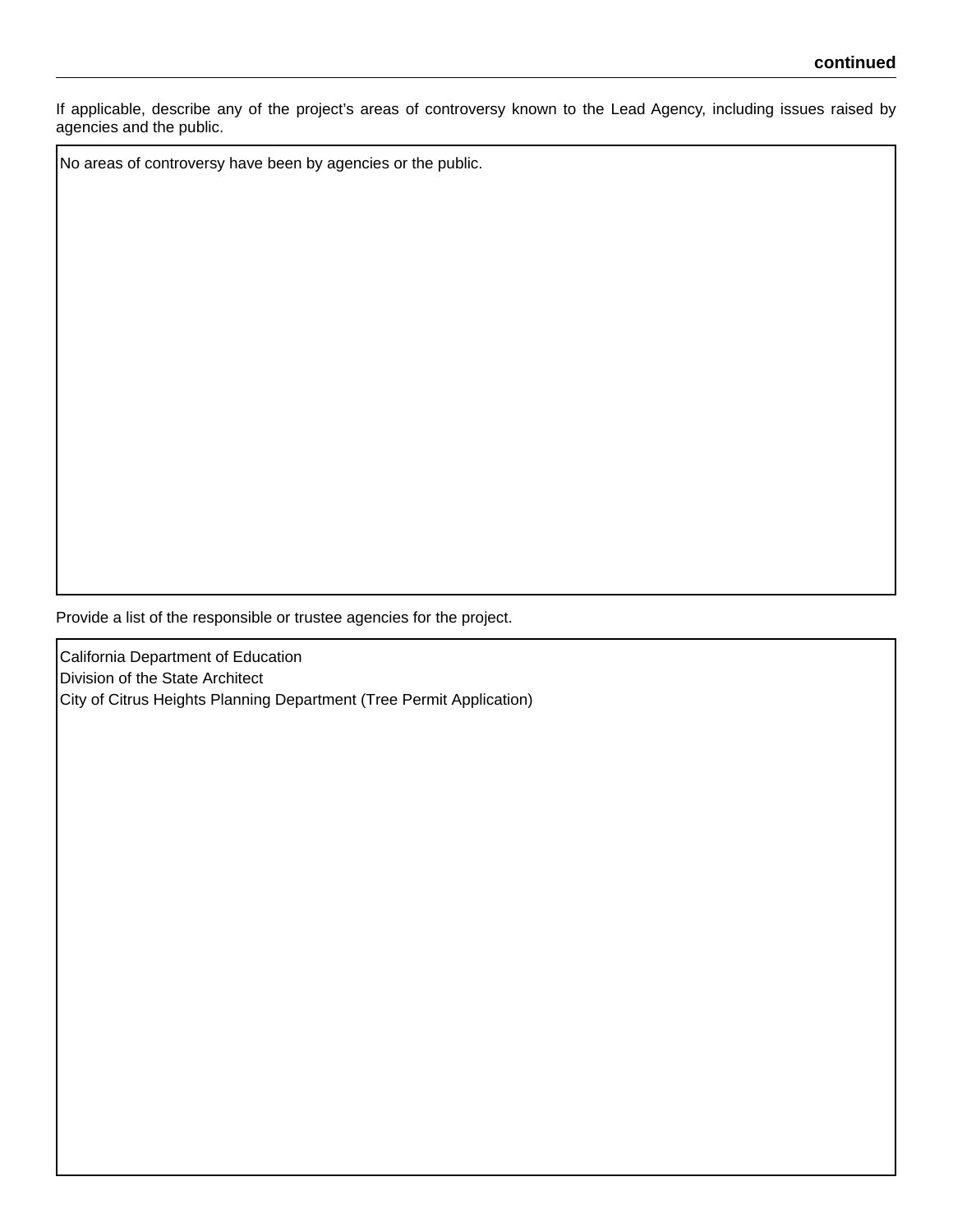**continued**

If applicable, describe any of the project's areas of controversy known to the Lead Agency, including issues raised by agencies and the public.

No areas of controversy have been by agencies or the public.

Provide a list of the responsible or trustee agencies for the project.

California Department of Education
Division of the State Architect
City of Citrus Heights Planning Department (Tree Permit Application)